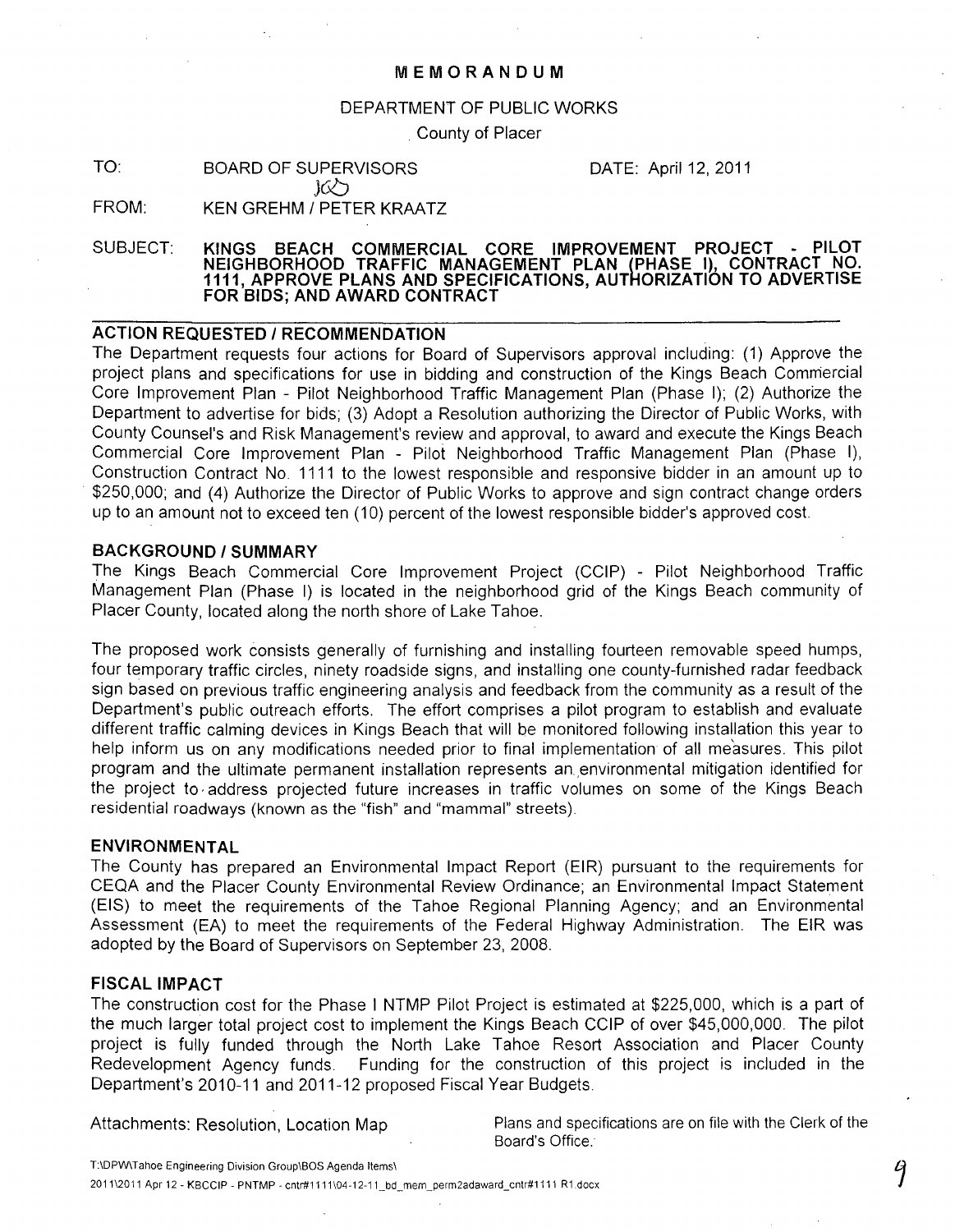# MEMORANDUM

DEPARTMENT OF PUBLIC WORKS

County of Placer

TO: BOARD OF SUPERVISORS DATE: April 12, 2011

FROM: KEN GREHM / PETER KRAATZ

SUBJECT: **KINGS BEACH COMMERCIAL CORE IMPROVEMENT PROJECT - PILOT NEIGHBORHOOD TRAFFIC MANAGEMENT PLAN (PHASE I), CONTRACT NO. 1111, APPROVE PLANS AND SPECIFICATIONS, AUTHORIZATION TO ADVERTISE FOR BIDS; AND AWARD CONTRACT**

## ACTION REQUESTED / RECOMMENDATION

The Department requests four actions for Board of Supervisors approval including: (1) Approve the project plans and specifications for use in bidding and construction of the Kings Beach Commercial Core Improvement Plan - Pilot Neighborhood Traffic Management Plan (Phase I); (2) Authorize the Department to advertise for bids; (3) Adopt a Resolution authorizing the Director of Public Works, with County Counsel's and Risk Management's review and approval, to award and execute the Kings Beach Commercial Core Improvement Plan - Pilot Neighborhood Traffic Management Plan (Phase I), Construction Contract No. 1111 to the lowest responsible and responsive bidder in an amount up to $250,000; and (4) Authorize the Director of Public Works to approve and sign contract change orders up to an amount not to exceed ten (10) percent of the lowest responsible bidder's approved cost.

## BACKGROUND / SUMMARY

The Kings Beach Commercial Core Improvement Project (CCIP) - Pilot Neighborhood Traffic Management Plan (Phase I) is located in the neighborhood grid of the Kings Beach community of Placer County, located along the north shore of Lake Tahoe.

The proposed work consists generally of furnishing and installing fourteen removable speed humps, four temporary traffic circles, ninety roadside signs, and installing one county-furnished radar feedback sign based on previous traffic engineering analysis and feedback from the community as a result of the Department's public outreach efforts. The effort comprises a pilot program to establish and evaluate different traffic calming devices in Kings Beach that will be monitored following installation this year to help inform us on any modifications needed prior to final implementation of all measures. This pilot program and the ultimate permanent installation represents an environmental mitigation identified for the project to address projected future increases in traffic volumes on some of the Kings Beach residential roadways (known as the "fish" and "mammal" streets).

## ENVIRONMENTAL

The County has prepared an Environmental Impact Report (EIR) pursuant to the requirements for CEQA and the Placer County Environmental Review Ordinance; an Environmental Impact Statement (EIS) to meet the requirements of the Tahoe Regional Planning Agency; and an Environmental Assessment (EA) to meet the requirements of the Federal Highway Administration. The EIR was adopted by the Board of Supervisors on September 23, 2008.

## FISCAL IMPACT

The construction cost for the Phase I NTMP Pilot Project is estimated at $225,000, which is a part of the much larger total project cost to implement the Kings Beach CCIP of over $45,000,000. The pilot project is fully funded through the North Lake Tahoe Resort Association and Placer County Redevelopment Agency funds. Funding for the construction of this project is included in the Department's 2010-11 and 2011-12 proposed Fiscal Year Budgets.

Attachments: Resolution, Location Map

Plans and specifications are on file with the Clerk of the Board's Office.

T:\DPW\Tahoe Engineering Division Group\BOS Agenda Items\
2011\2011 Apr 12 - KBCCIP - PNTMP - cntr#1111\04-12-11_bd_mem_perm2adaward_cntr#1111 R1.docx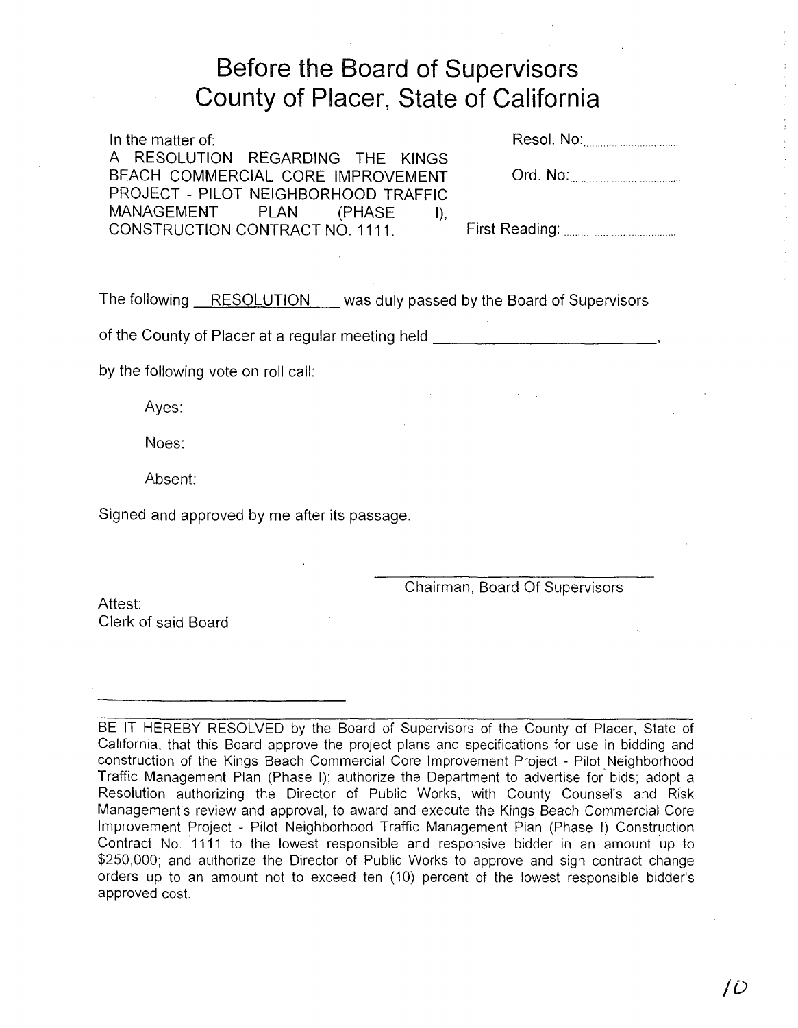# Before the Board of Supervisors
# County of Placer, State of California

In the matter of:
A RESOLUTION REGARDING THE KINGS BEACH COMMERCIAL CORE IMPROVEMENT PROJECT - PILOT NEIGHBORHOOD TRAFFIC MANAGEMENT PLAN (PHASE I), CONSTRUCTION CONTRACT NO. 1111.

Resol. No:..............................

Ord. No:..............................

First Reading:..............................

The following RESOLUTION was duly passed by the Board of Supervisors of the County of Placer at a regular meeting held ______________________,

by the following vote on roll call:

Ayes:

Noes:

Absent:

Signed and approved by me after its passage.

______________________________
Chairman, Board Of Supervisors

Attest:
Clerk of said Board

______________________________

---

BE IT HEREBY RESOLVED by the Board of Supervisors of the County of Placer, State of California, that this Board approve the project plans and specifications for use in bidding and construction of the Kings Beach Commercial Core Improvement Project - Pilot Neighborhood Traffic Management Plan (Phase I); authorize the Department to advertise for bids; adopt a Resolution authorizing the Director of Public Works, with County Counsel's and Risk Management's review and approval, to award and execute the Kings Beach Commercial Core Improvement Project - Pilot Neighborhood Traffic Management Plan (Phase I) Construction Contract No. 1111 to the lowest responsible and responsive bidder in an amount up to $250,000; and authorize the Director of Public Works to approve and sign contract change orders up to an amount not to exceed ten (10) percent of the lowest responsible bidder's approved cost.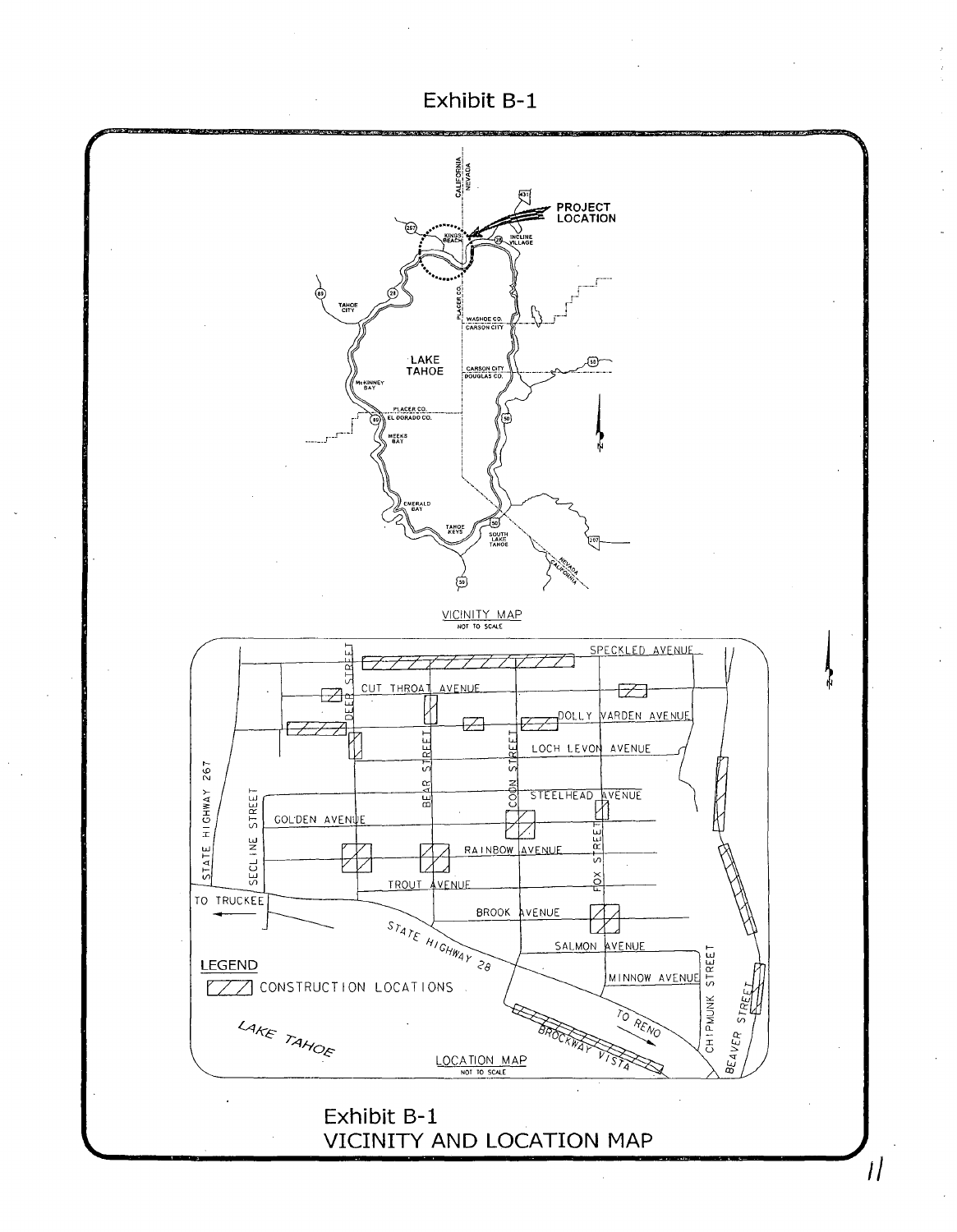# Exhibit B-1

CALIFORNIA
NEVADA

431

PROJECT LOCATION

267

KINGS BEACH

28

INCLINE VILLAGE

89

TAHOE CITY

28

PLACER CO.

WASHOE CO.
CARSON CITY

LAKE TAHOE

CARSON CITY
DOUGLAS CO.

50

McKINNEY BAY

PLACER CO.
EL DORADO CO.

89

MEEKS BAY

50

EMERALD BAY

TAHOE KEYS

50

SOUTH LAKE TAHOE

207

NEVADA
CALIFORNIA

89

N

VICINITY MAP
NOT TO SCALE

SPECKLED AVENUE

DEER STREET

CUT THROAT AVENUE

DOLLY VARDEN AVENUE

LOCH LEVON AVENUE

BEAR STREET

COON STREET

STEELHEAD AVENUE

STATE HIGHWAY 267

SECLINE STREET

GOLDEN AVENUE

RAINBOW AVENUE

FOX STREET

TROUT AVENUE

TO TRUCKEE

BROOK AVENUE

STATE HIGHWAY 28

SALMON AVENUE

MINNOW AVENUE

CHIPMUNK STREET

BEAVER STREET

LEGEND

CONSTRUCTION LOCATIONS

LAKE TAHOE

TO RENO

BROCKWAY VISTA

LOCATION MAP
NOT TO SCALE

N

Exhibit B-1
VICINITY AND LOCATION MAP